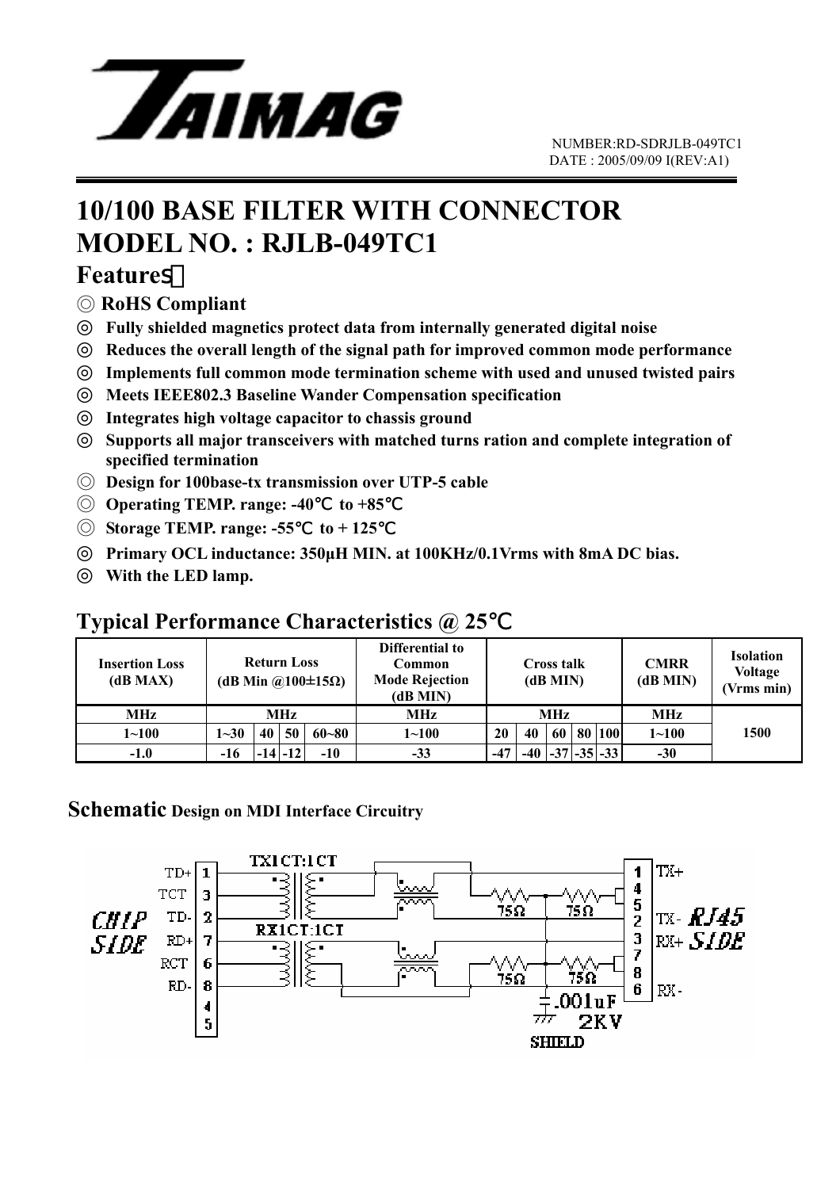NUMBER:RD-SDRJLB-049TC1
DATE : 2005/09/09 I(REV:A1)

# 10/100 BASE FILTER WITH CONNECTOR
# MODEL NO. : RJLB-049TC1

## Features：

- ◎ **RoHS Compliant**
- ◎ **Fully shielded magnetics protect data from internally generated digital noise**
- ◎ **Reduces the overall length of the signal path for improved common mode performance**
- ◎ **Implements full common mode termination scheme with used and unused twisted pairs**
- ◎ **Meets IEEE802.3 Baseline Wander Compensation specification**
- ◎ **Integrates high voltage capacitor to chassis ground**
- ◎ **Supports all major transceivers with matched turns ration and complete integration of specified termination**
- ◎ **Design for 100base-tx transmission over UTP-5 cable**
- ◎ **Operating TEMP. range: -40℃ to +85℃**
- ◎ **Storage TEMP. range: -55℃ to + 125℃**
- ◎ **Primary OCL inductance: 350μH MIN. at 100KHz/0.1Vrms with 8mA DC bias.**
- ◎ **With the LED lamp.**

## Typical Performance Characteristics @ 25℃

| Insertion Loss (dB MAX) | Return Loss (dB Min @100±15Ω) | | | | Differential to Common Mode Rejection (dB MIN) | Cross talk (dB MIN) | | | | | CMRR (dB MIN) | Isolation Voltage (Vrms min) |
|---|---|---|---|---|---|---|---|---|---|---|---|---|
| MHz | MHz | | | | MHz | MHz | | | | | MHz | 1500 |
| 1~100 | 1~30 | 40 | 50 | 60~80 | 1~100 | 20 | 40 | 60 | 80 | 100 | 1~100 | |
| -1.0 | -16 | -14 | -12 | -10 | -33 | -47 | -40 | -37 | -35 | -33 | -30 | |

## Schematic Design on MDI Interface Circuitry

CHIP SIDE: TD+ 1, TCT 3, TD- 2, RD+ 7, RCT 6, RD- 8, 4, 5

TX1CT:1CT

RX1CT:1CT

75Ω 75Ω 75Ω 75Ω

.001uF 2KV

SHIELD

RJ45 SIDE: 1 TX+, 4, 5, 2 TX-, 3 RX+, 7, 8, 6 RX-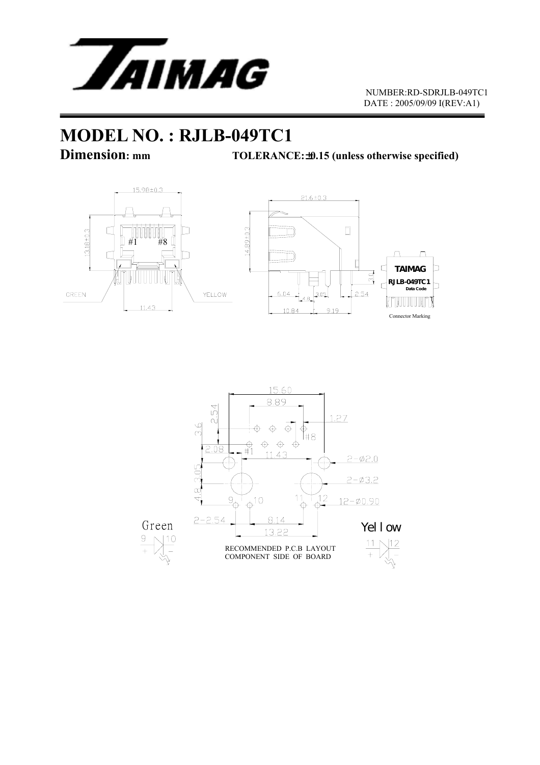# MODEL NO. : RJLB-049TC1

**Dimension: mm** **TOLERANCE:±0.15 (unless otherwise specified)**

15.98±0.3

13.18±0.3

#1 #8

GREEN

YELLOW

11.43

21.6±0.3

14.89±0.3

3.0

6.04

4.8

3.05

2.54

10.84

9.19

TAIMAG

RJLB-049TC1

Data Code

Connector Marking

15.60

8.89

2.54

1.27

3.6

#8

2.08

#1

11.43

2-Ø2.0

3.05

2-Ø3.2

4.8

9 10 11 12

12-Ø0.90

2-2.54

8.14

13.22

Green

9 10

Yellow

11 12

RECOMMENDED P.C.B LAYOUT
COMPONENT SIDE OF BOARD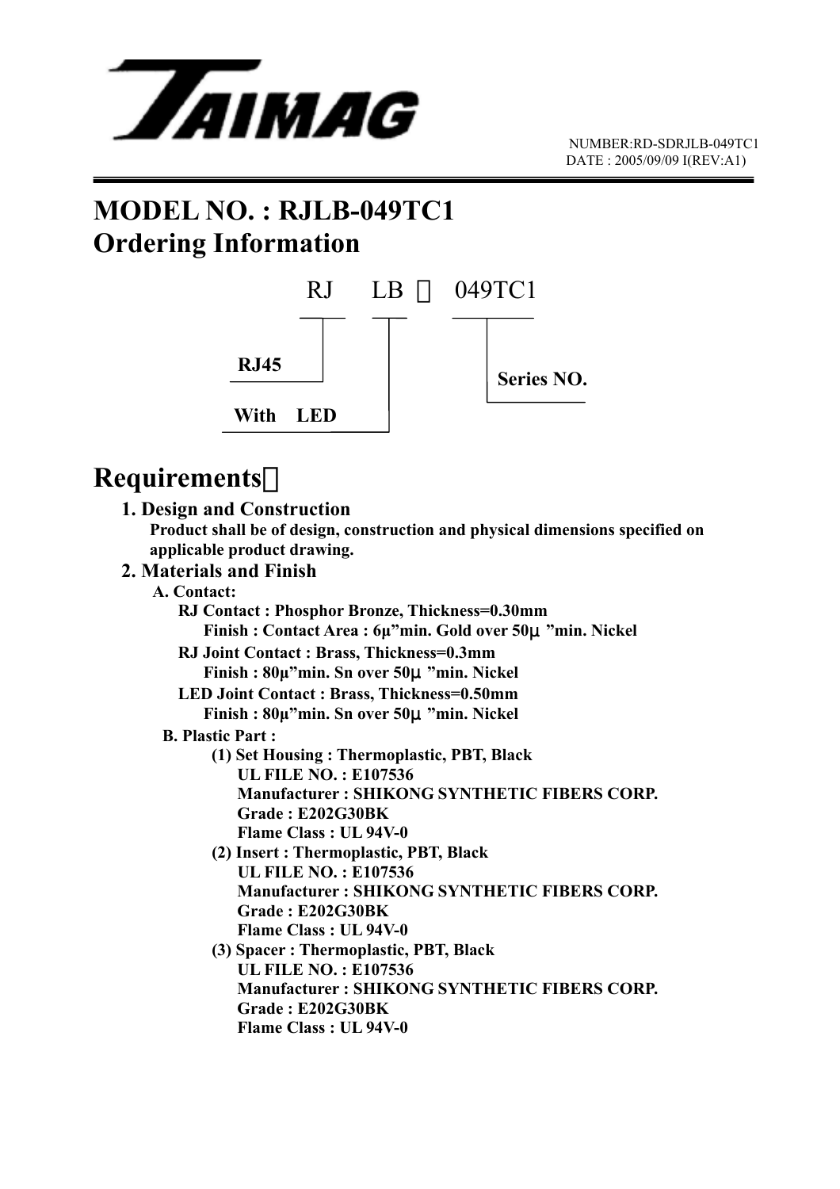TAIMAG

NUMBER:RD-SDRJLB-049TC1
DATE : 2005/09/09 I(REV:A1)

# MODEL NO. : RJLB-049TC1

# Ordering Information

RJ LB － 049TC1

- RJ45
- With LED
- Series NO.

# Requirements：

## 1. Design and Construction

**Product shall be of design, construction and physical dimensions specified on applicable product drawing.**

## 2. Materials and Finish

**A. Contact:**

**RJ Contact : Phosphor Bronze, Thickness=0.30mm**
**Finish : Contact Area : 6μ"min. Gold over 50μ"min. Nickel**

**RJ Joint Contact : Brass, Thickness=0.3mm**
**Finish : 80μ"min. Sn over 50μ"min. Nickel**

**LED Joint Contact : Brass, Thickness=0.50mm**
**Finish : 80μ"min. Sn over 50μ"min. Nickel**

**B. Plastic Part :**

**(1) Set Housing : Thermoplastic, PBT, Black**
**UL FILE NO. : E107536**
**Manufacturer : SHIKONG SYNTHETIC FIBERS CORP.**
**Grade : E202G30BK**
**Flame Class : UL 94V-0**

**(2) Insert : Thermoplastic, PBT, Black**
**UL FILE NO. : E107536**
**Manufacturer : SHIKONG SYNTHETIC FIBERS CORP.**
**Grade : E202G30BK**
**Flame Class : UL 94V-0**

**(3) Spacer : Thermoplastic, PBT, Black**
**UL FILE NO. : E107536**
**Manufacturer : SHIKONG SYNTHETIC FIBERS CORP.**
**Grade : E202G30BK**
**Flame Class : UL 94V-0**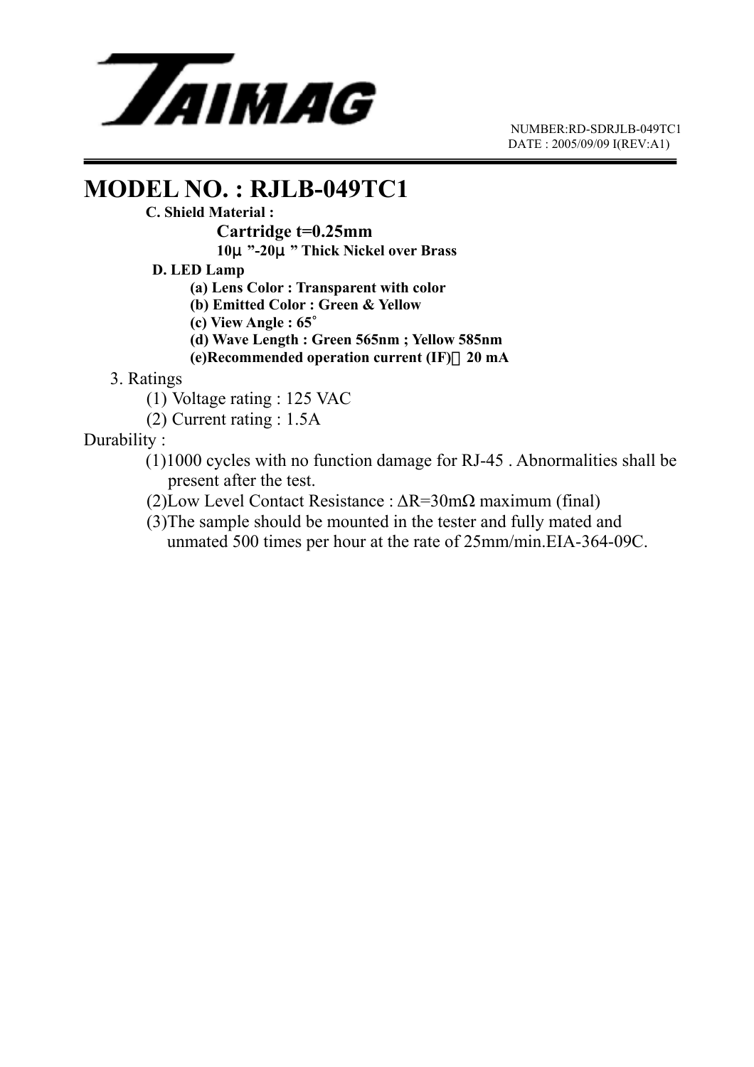# MODEL NO. : RJLB-049TC1

**C. Shield Material :**

**Cartridge t=0.25mm**

**10μ"-20μ" Thick Nickel over Brass**

**D. LED Lamp**

**(a) Lens Color : Transparent with color**

**(b) Emitted Color : Green & Yellow**

**(c) View Angle : 65°**

**(d) Wave Length : Green 565nm ; Yellow 585nm**

**(e)Recommended operation current (IF)：20 mA**

3. Ratings

(1) Voltage rating : 125 VAC

(2) Current rating : 1.5A

Durability :

(1)1000 cycles with no function damage for RJ-45 . Abnormalities shall be present after the test.

(2)Low Level Contact Resistance : $\Delta R$=30mΩ maximum (final)

(3)The sample should be mounted in the tester and fully mated and unmated 500 times per hour at the rate of 25mm/min.EIA-364-09C.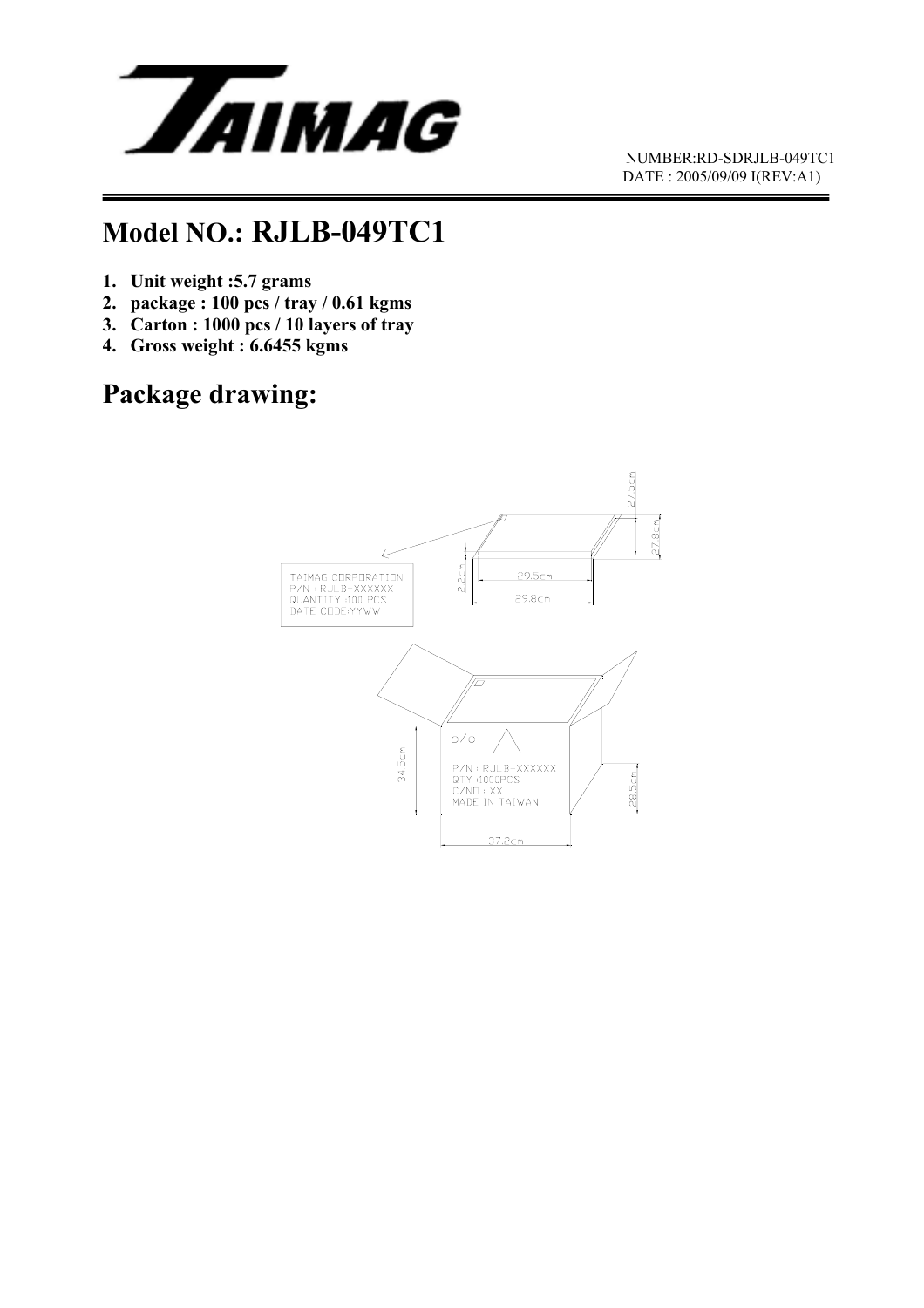NUMBER:RD-SDRJLB-049TC1
DATE : 2005/09/09 I(REV:A1)

# Model NO.: RJLB-049TC1

1. **Unit weight :5.7 grams**
2. **package : 100 pcs / tray / 0.61 kgms**
3. **Carton : 1000 pcs / 10 layers of tray**
4. **Gross weight : 6.6455 kgms**

## Package drawing:

TAIMAG CORPORATION
P/N : RJLB-XXXXXX
QUANTITY :100 PCS
DATE CODE:YYWW

27.5cm
27.8cm
2.2cm
29.5cm
29.8cm

p/o

P/N : RJLB-XXXXXX
QTY :1000PCS
C/NO : XX
MADE IN TAIWAN

34.5cm
28.5cm
37.2cm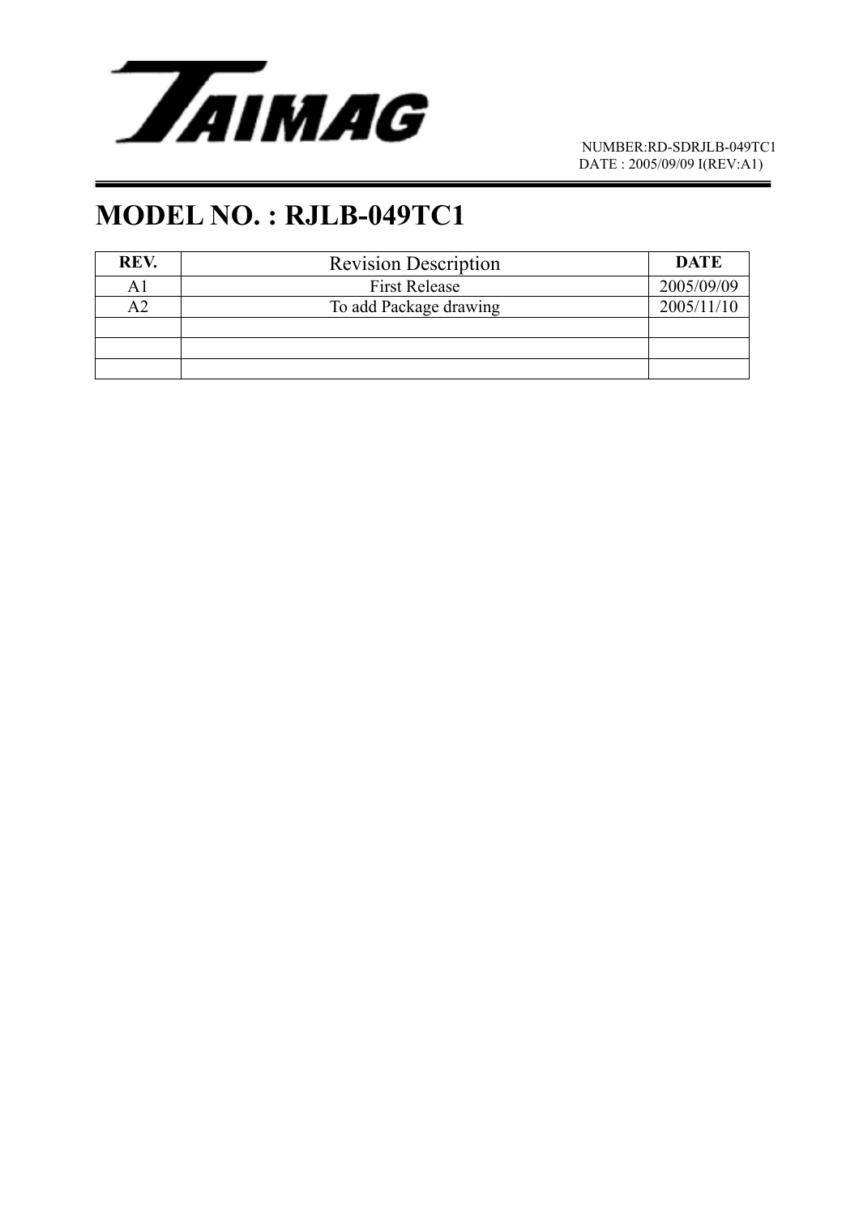NUMBER:RD-SDRJLB-049TC1
DATE : 2005/09/09 I(REV:A1)

# MODEL NO. : RJLB-049TC1

| REV. | Revision Description | DATE |
| --- | --- | --- |
| A1 | First Release | 2005/09/09 |
| A2 | To add Package drawing | 2005/11/10 |
| | | |
| | | |
| | | |